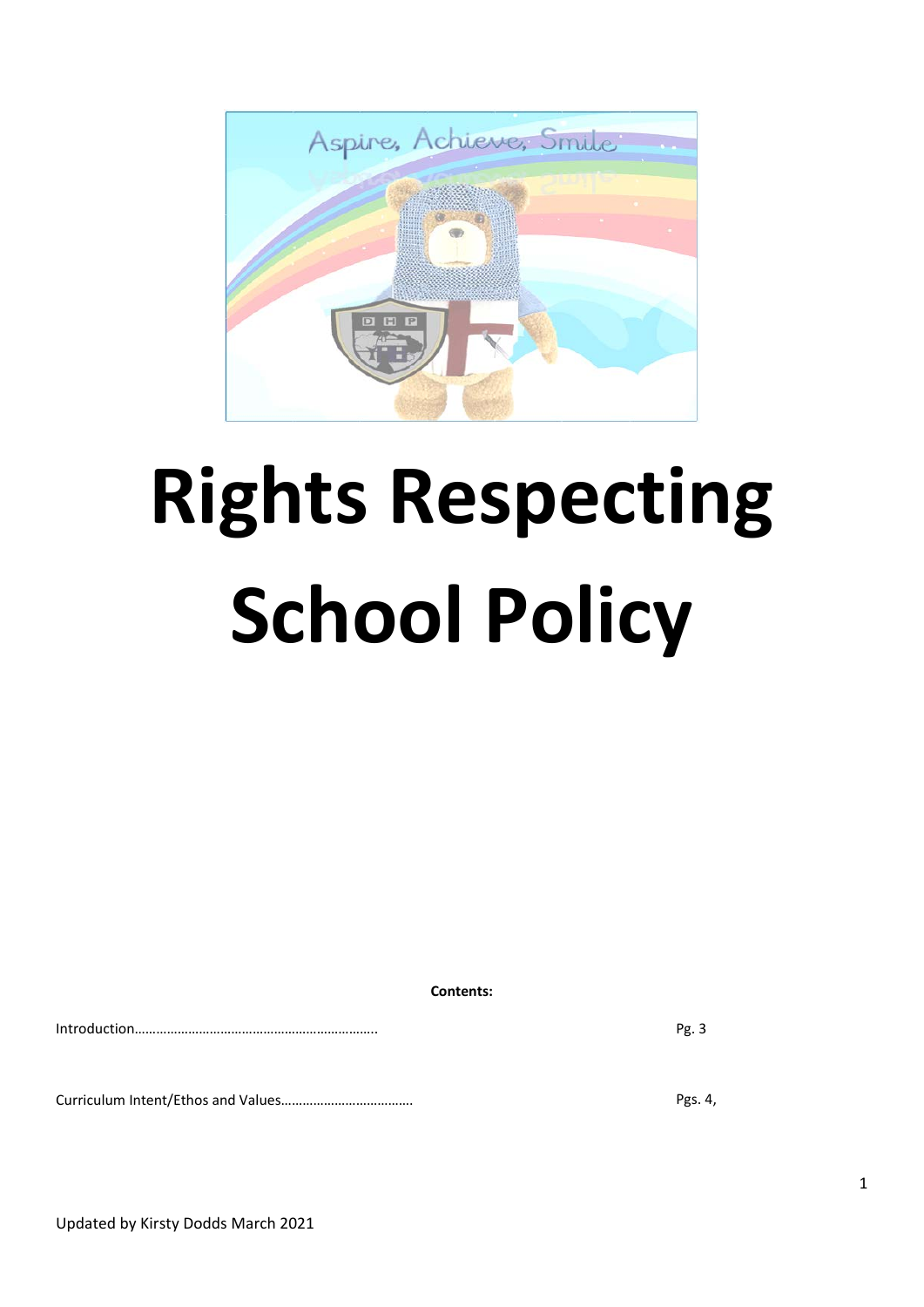# Rights Respecting School Policy

**Contents:**

| | |
|---|---|
| Introduction………………………………………………………….. | Pg. 3 |
| Curriculum Intent/Ethos and Values……………………………… | Pgs. 4, |

Updated by Kirsty Dodds March 2021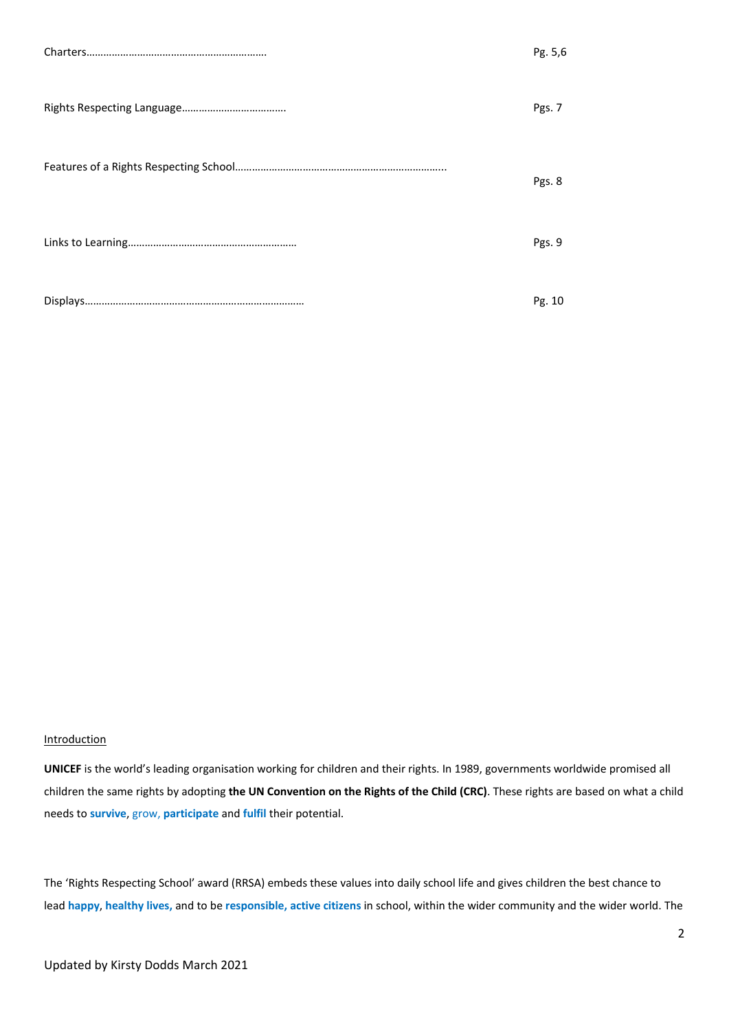Charters…………………………………………………….. Pg. 5,6

Rights Respecting Language……………………………….. Pgs. 7

Features of a Rights Respecting School……………………………………………………………….. Pgs. 8

Links to Learning…………………………………………………… Pgs. 9

Displays…………………………………………………………………… Pg. 10

Introduction

**UNICEF** is the world's leading organisation working for children and their rights. In 1989, governments worldwide promised all children the same rights by adopting **the UN Convention on the Rights of the Child (CRC)**. These rights are based on what a child needs to **survive**, grow, **participate** and **fulfil** their potential.

The 'Rights Respecting School' award (RRSA) embeds these values into daily school life and gives children the best chance to lead **happy**, **healthy lives,** and to be **responsible, active citizens** in school, within the wider community and the wider world. The

Updated by Kirsty Dodds March 2021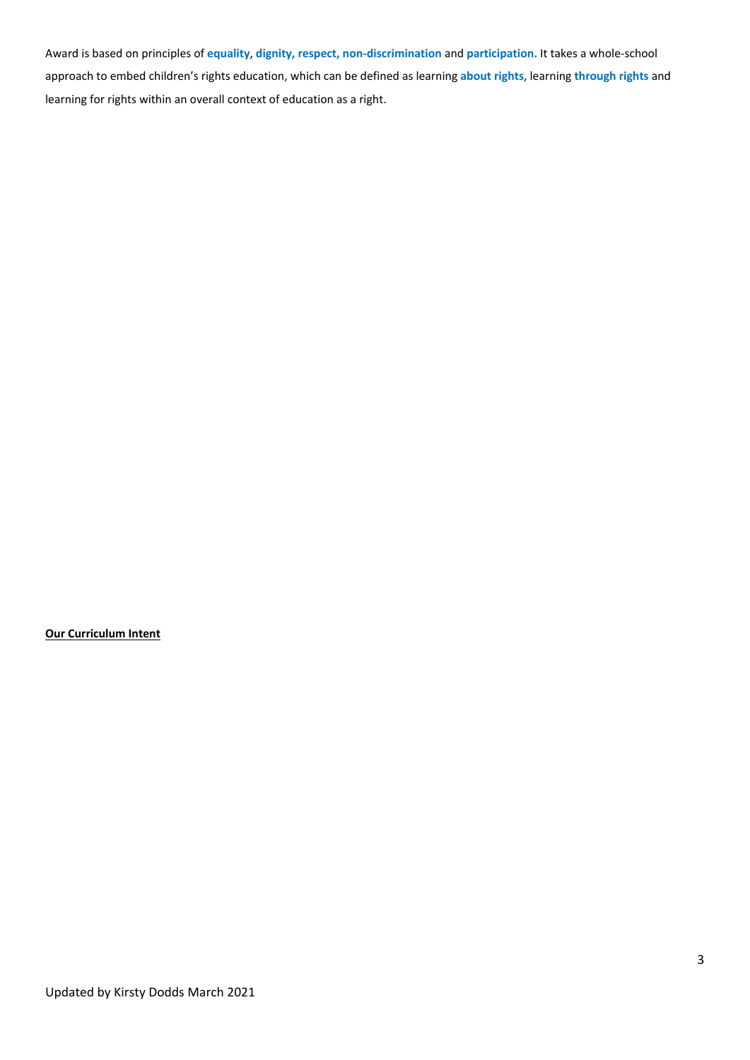Award is based on principles of **equality**, **dignity, respect, non-discrimination** and **participation.** It takes a whole-school approach to embed children's rights education, which can be defined as learning **about rights**, learning **through rights** and learning for rights within an overall context of education as a right.

**Our Curriculum Intent**

Updated by Kirsty Dodds March 2021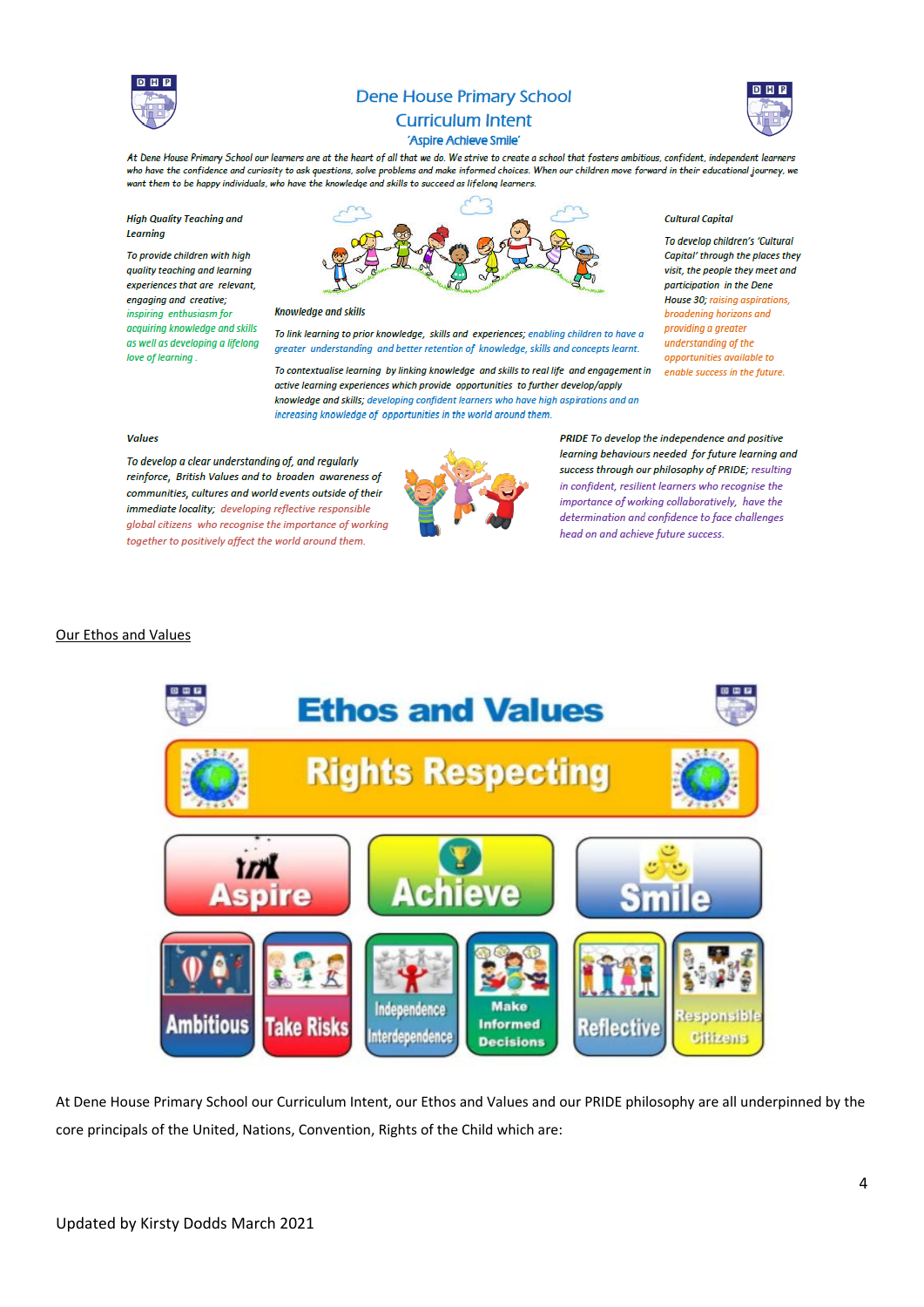# Dene House Primary School
## Curriculum Intent
*'Aspire Achieve Smile'*

*At Dene House Primary School our learners are at the heart of all that we do. We strive to create a school that fosters ambitious, confident, independent learners who have the confidence and curiosity to ask questions, solve problems and make informed choices. When our children move forward in their educational journey, we want them to be happy individuals, who have the knowledge and skills to succeed as lifelong learners.*

### *High Quality Teaching and Learning*

*To provide children with high quality teaching and learning experiences that are relevant, engaging and creative; inspiring enthusiasm for acquiring knowledge and skills as well as developing a lifelong love of learning.*

### *Knowledge and skills*

*To link learning to prior knowledge, skills and experiences; enabling children to have a greater understanding and better retention of knowledge, skills and concepts learnt.*

*To contextualise learning by linking knowledge and skills to real life and engagement in active learning experiences which provide opportunities to further develop/apply knowledge and skills; developing confident learners who have high aspirations and an increasing knowledge of opportunities in the world around them.*

### *Cultural Capital*

*To develop children's 'Cultural Capital' through the places they visit, the people they meet and participation in the Dene House 30; raising aspirations, broadening horizons and providing a greater understanding of the opportunities available to enable success in the future.*

### *Values*

*To develop a clear understanding of, and regularly reinforce, British Values and to broaden awareness of communities, cultures and world events outside of their immediate locality; developing reflective responsible global citizens who recognise the importance of working together to positively affect the world around them.*

*PRIDE To develop the independence and positive learning behaviours needed for future learning and success through our philosophy of PRIDE; resulting in confident, resilient learners who recognise the importance of working collaboratively, have the determination and confidence to face challenges head on and achieve future success.*

<u>Our Ethos and Values</u>

**Ethos and Values**

**Rights Respecting**

| Aspire | | Achieve | | Smile | |
|---|---|---|---|---|---|
| Ambitious | Take Risks | Independence Interdependence | Make Informed Decisions | Reflective | Responsible Citizens |

At Dene House Primary School our Curriculum Intent, our Ethos and Values and our PRIDE philosophy are all underpinned by the core principals of the United, Nations, Convention, Rights of the Child which are:

Updated by Kirsty Dodds March 2021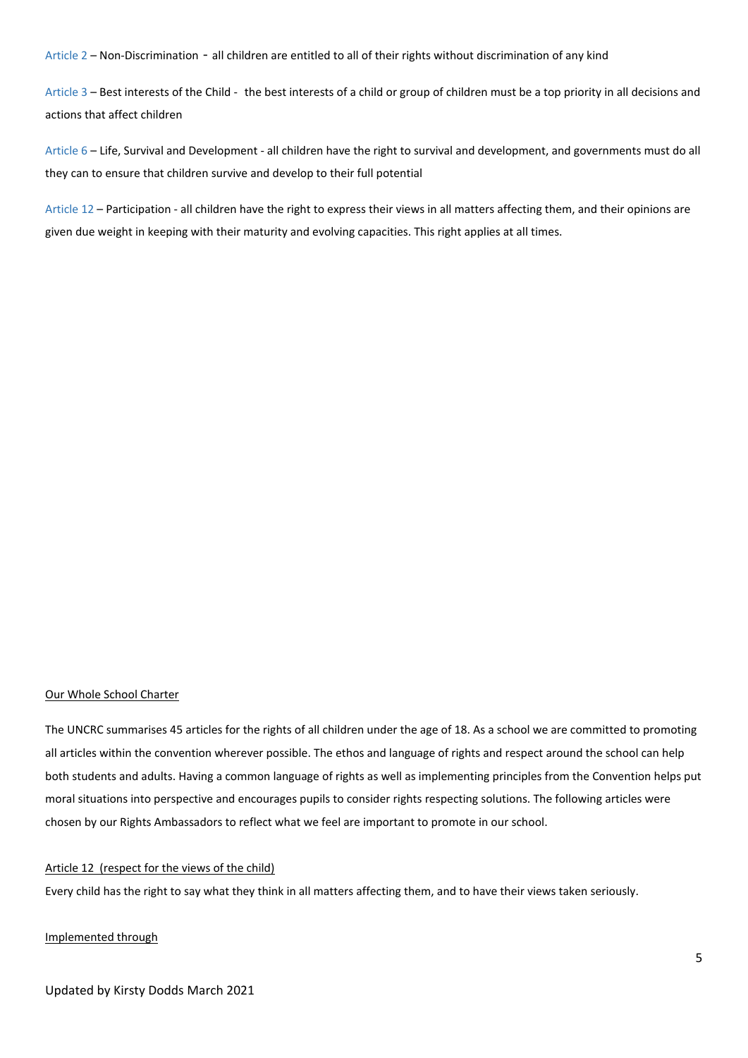Article 2 – Non-Discrimination - all children are entitled to all of their rights without discrimination of any kind

Article 3 – Best interests of the Child - the best interests of a child or group of children must be a top priority in all decisions and actions that affect children

Article 6 – Life, Survival and Development - all children have the right to survival and development, and governments must do all they can to ensure that children survive and develop to their full potential

Article 12 – Participation - all children have the right to express their views in all matters affecting them, and their opinions are given due weight in keeping with their maturity and evolving capacities. This right applies at all times.

Our Whole School Charter

The UNCRC summarises 45 articles for the rights of all children under the age of 18. As a school we are committed to promoting all articles within the convention wherever possible. The ethos and language of rights and respect around the school can help both students and adults. Having a common language of rights as well as implementing principles from the Convention helps put moral situations into perspective and encourages pupils to consider rights respecting solutions. The following articles were chosen by our Rights Ambassadors to reflect what we feel are important to promote in our school.

Article 12 (respect for the views of the child)

Every child has the right to say what they think in all matters affecting them, and to have their views taken seriously.

Implemented through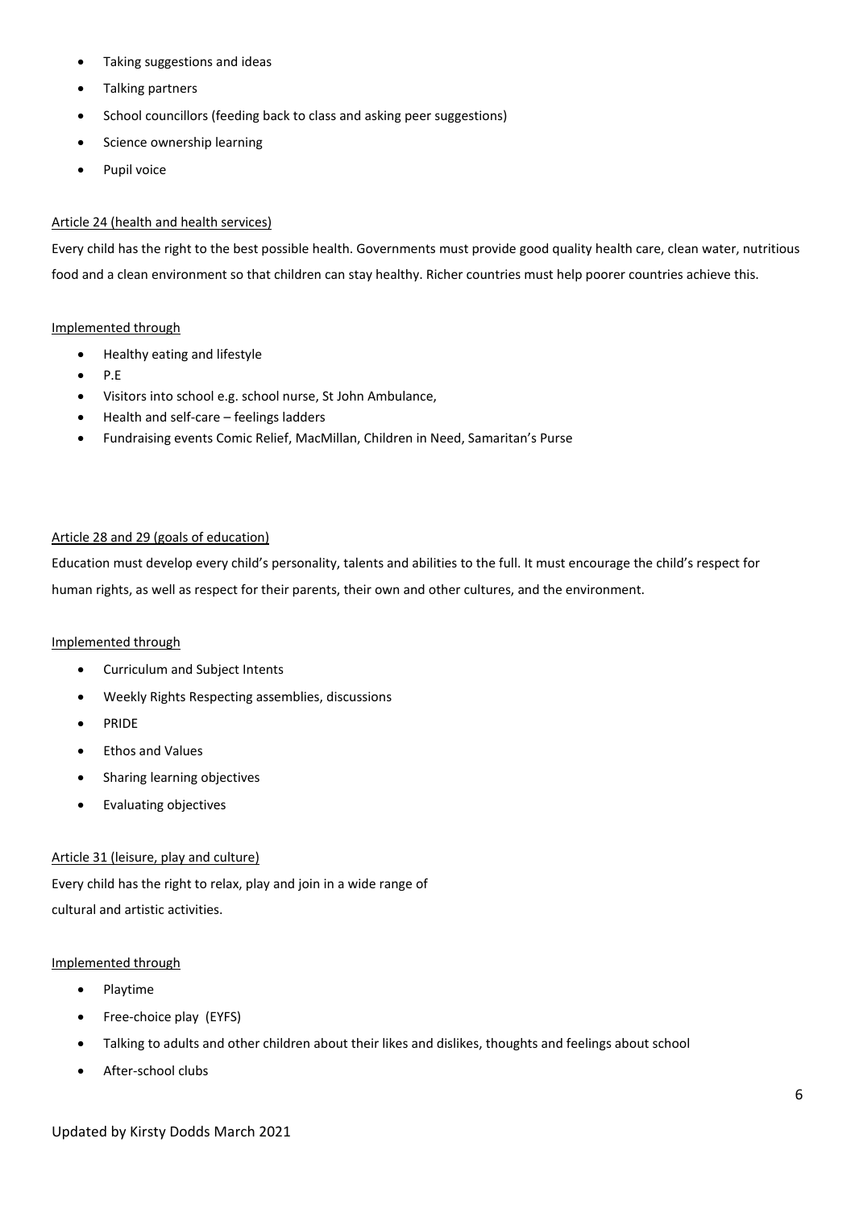- Taking suggestions and ideas
- Talking partners
- School councillors (feeding back to class and asking peer suggestions)
- Science ownership learning
- Pupil voice

<u>Article 24 (health and health services)</u>

Every child has the right to the best possible health. Governments must provide good quality health care, clean water, nutritious food and a clean environment so that children can stay healthy. Richer countries must help poorer countries achieve this.

<u>Implemented through</u>

- Healthy eating and lifestyle
- P.E
- Visitors into school e.g. school nurse, St John Ambulance,
- Health and self-care – feelings ladders
- Fundraising events Comic Relief, MacMillan, Children in Need, Samaritan's Purse

<u>Article 28 and 29 (goals of education)</u>

Education must develop every child's personality, talents and abilities to the full. It must encourage the child's respect for human rights, as well as respect for their parents, their own and other cultures, and the environment.

<u>Implemented through</u>

- Curriculum and Subject Intents
- Weekly Rights Respecting assemblies, discussions
- PRIDE
- Ethos and Values
- Sharing learning objectives
- Evaluating objectives

<u>Article 31 (leisure, play and culture)</u>

Every child has the right to relax, play and join in a wide range of cultural and artistic activities.

<u>Implemented through</u>

- Playtime
- Free-choice play (EYFS)
- Talking to adults and other children about their likes and dislikes, thoughts and feelings about school
- After-school clubs

Updated by Kirsty Dodds March 2021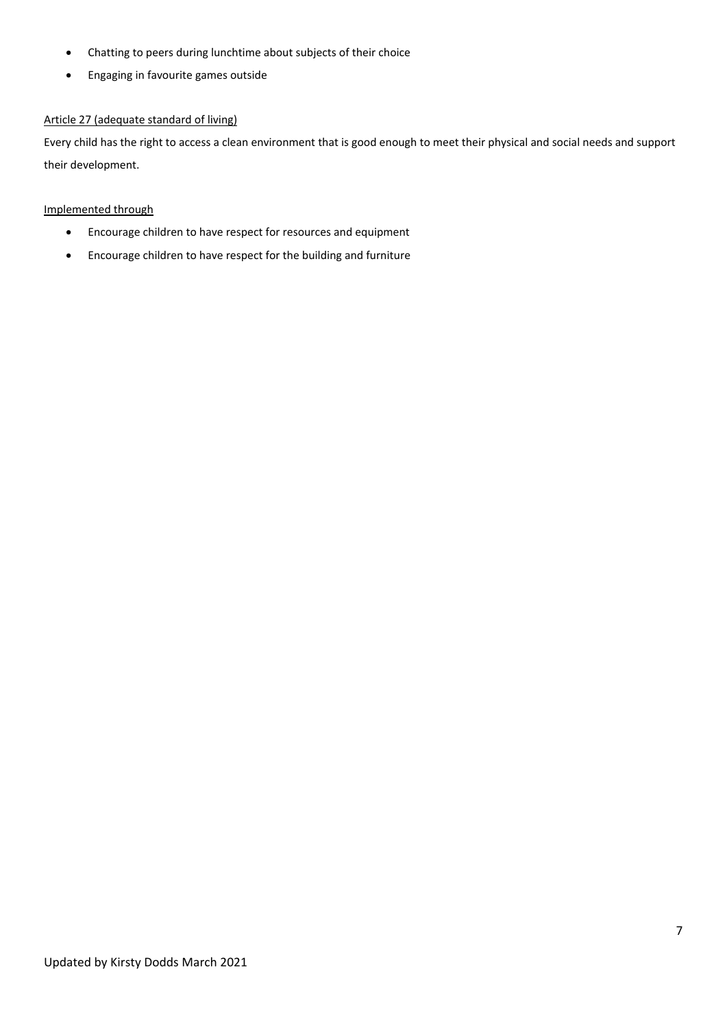- Chatting to peers during lunchtime about subjects of their choice
- Engaging in favourite games outside

<u>Article 27 (adequate standard of living)</u>

Every child has the right to access a clean environment that is good enough to meet their physical and social needs and support their development.

<u>Implemented through</u>

- Encourage children to have respect for resources and equipment
- Encourage children to have respect for the building and furniture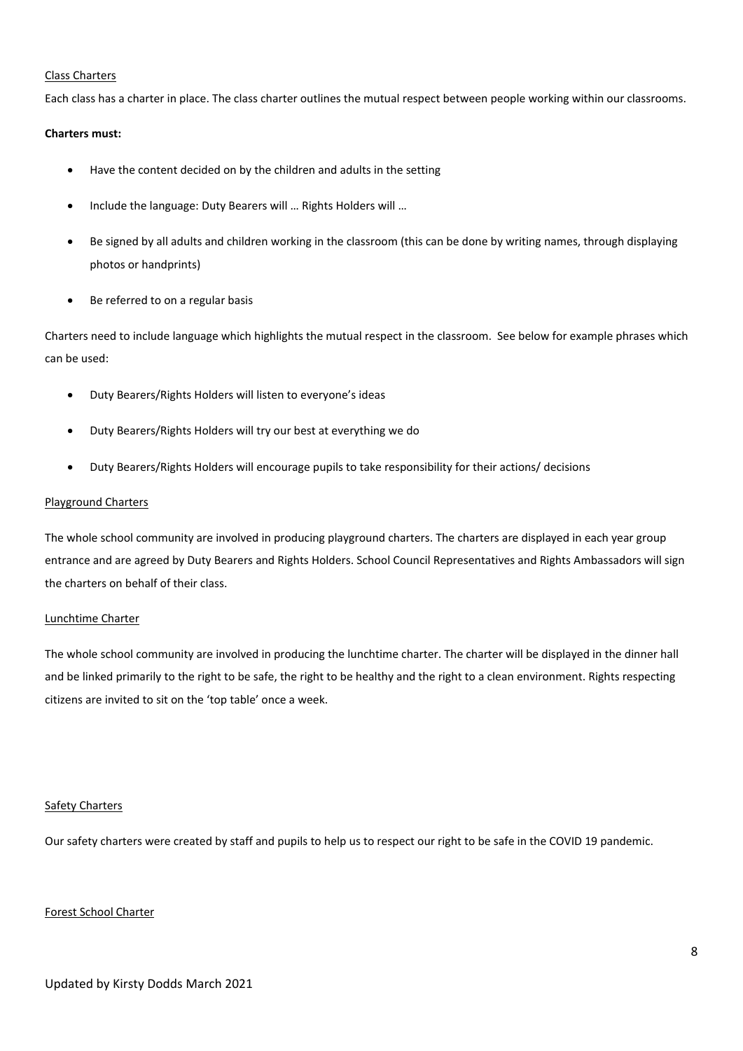Class Charters

Each class has a charter in place. The class charter outlines the mutual respect between people working within our classrooms.

**Charters must:**

- Have the content decided on by the children and adults in the setting
- Include the language: Duty Bearers will … Rights Holders will …
- Be signed by all adults and children working in the classroom (this can be done by writing names, through displaying photos or handprints)
- Be referred to on a regular basis

Charters need to include language which highlights the mutual respect in the classroom. See below for example phrases which can be used:

- Duty Bearers/Rights Holders will listen to everyone's ideas
- Duty Bearers/Rights Holders will try our best at everything we do
- Duty Bearers/Rights Holders will encourage pupils to take responsibility for their actions/ decisions

Playground Charters

The whole school community are involved in producing playground charters. The charters are displayed in each year group entrance and are agreed by Duty Bearers and Rights Holders. School Council Representatives and Rights Ambassadors will sign the charters on behalf of their class.

Lunchtime Charter

The whole school community are involved in producing the lunchtime charter. The charter will be displayed in the dinner hall and be linked primarily to the right to be safe, the right to be healthy and the right to a clean environment. Rights respecting citizens are invited to sit on the 'top table' once a week.

Safety Charters

Our safety charters were created by staff and pupils to help us to respect our right to be safe in the COVID 19 pandemic.

Forest School Charter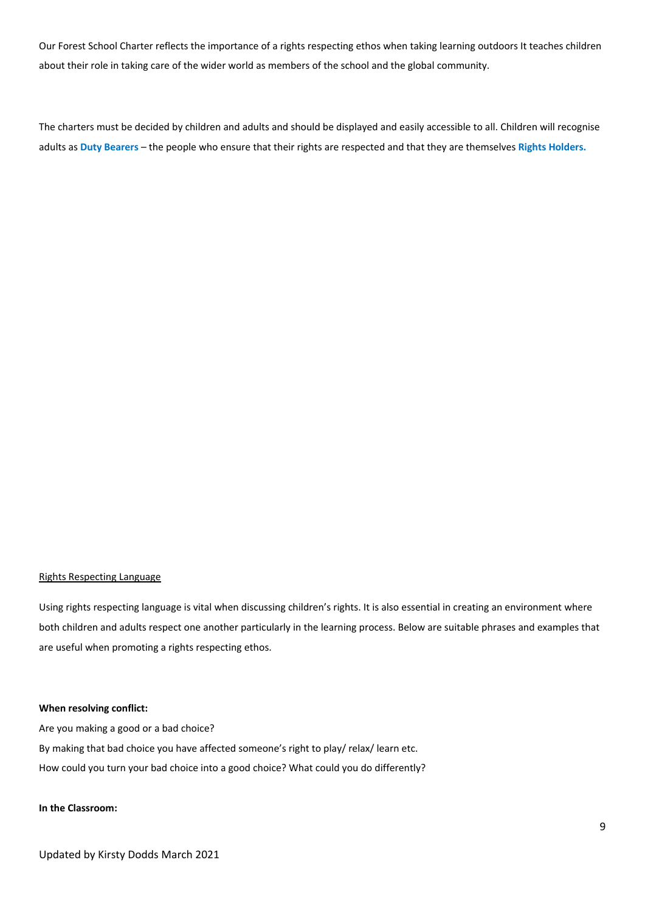Our Forest School Charter reflects the importance of a rights respecting ethos when taking learning outdoors It teaches children about their role in taking care of the wider world as members of the school and the global community.

The charters must be decided by children and adults and should be displayed and easily accessible to all. Children will recognise adults as **Duty Bearers** – the people who ensure that their rights are respected and that they are themselves **Rights Holders.**

Rights Respecting Language

Using rights respecting language is vital when discussing children's rights. It is also essential in creating an environment where both children and adults respect one another particularly in the learning process. Below are suitable phrases and examples that are useful when promoting a rights respecting ethos.

**When resolving conflict:**

Are you making a good or a bad choice?
By making that bad choice you have affected someone's right to play/ relax/ learn etc.
How could you turn your bad choice into a good choice? What could you do differently?

**In the Classroom:**

Updated by Kirsty Dodds March 2021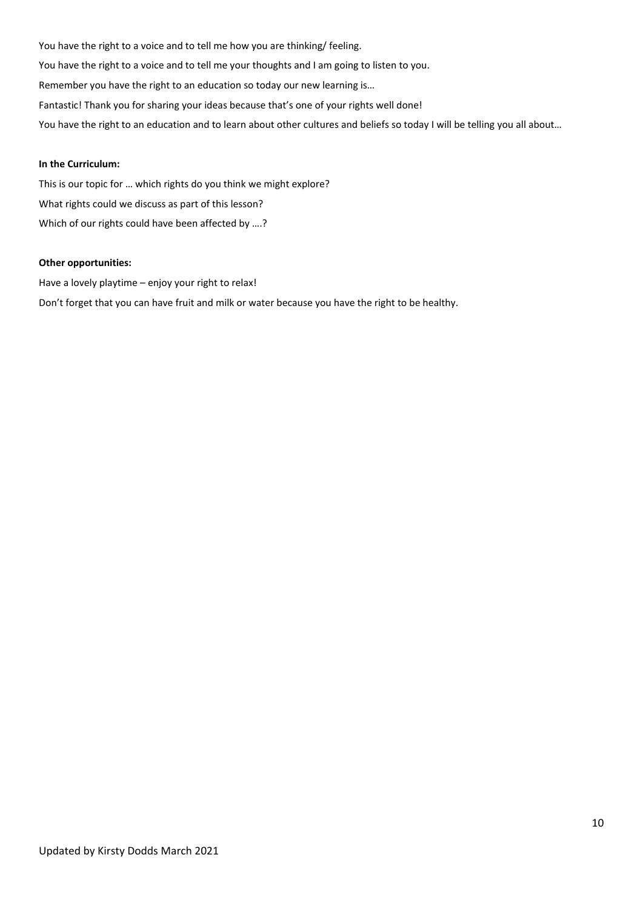You have the right to a voice and to tell me how you are thinking/ feeling.

You have the right to a voice and to tell me your thoughts and I am going to listen to you.

Remember you have the right to an education so today our new learning is…

Fantastic! Thank you for sharing your ideas because that's one of your rights well done!

You have the right to an education and to learn about other cultures and beliefs so today I will be telling you all about…

**In the Curriculum:**

This is our topic for … which rights do you think we might explore?

What rights could we discuss as part of this lesson?

Which of our rights could have been affected by ….?

**Other opportunities:**

Have a lovely playtime – enjoy your right to relax!

Don't forget that you can have fruit and milk or water because you have the right to be healthy.

Updated by Kirsty Dodds March 2021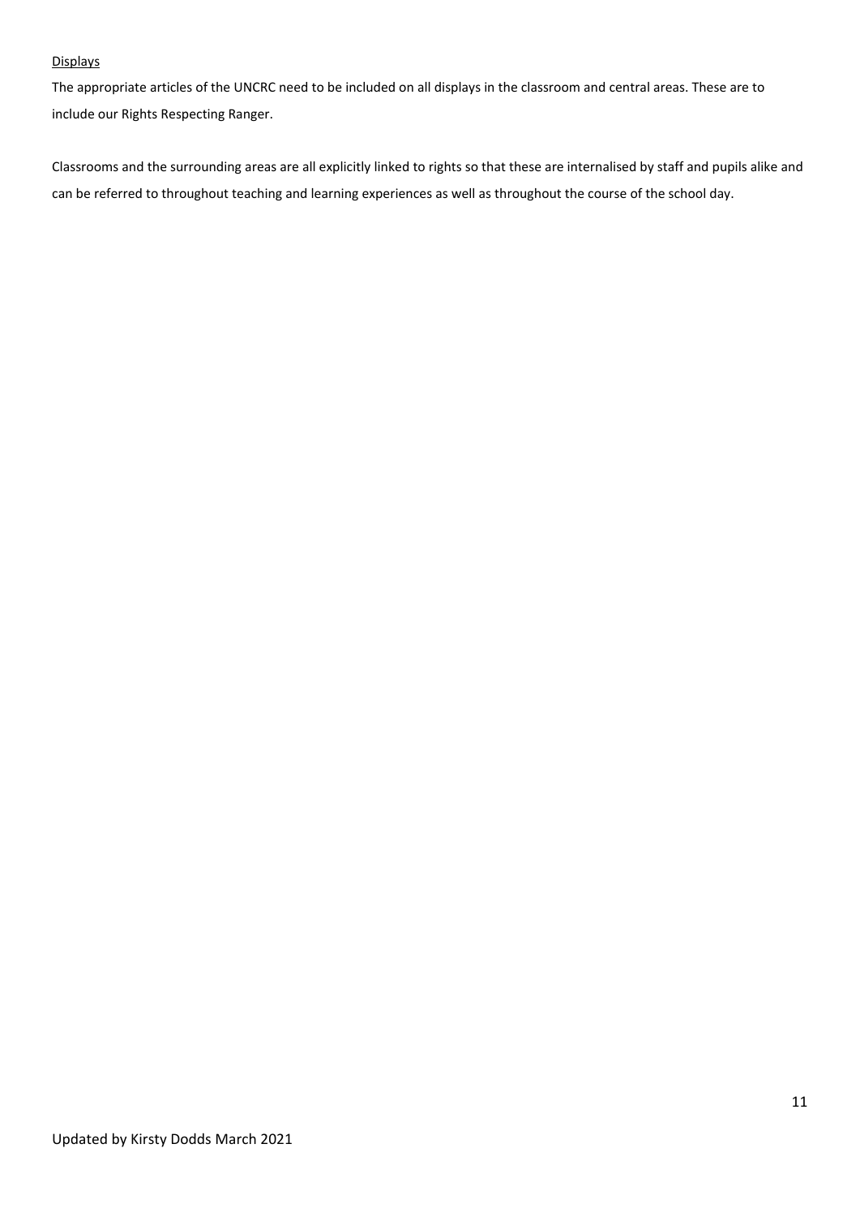<u>Displays</u>

The appropriate articles of the UNCRC need to be included on all displays in the classroom and central areas. These are to include our Rights Respecting Ranger.

Classrooms and the surrounding areas are all explicitly linked to rights so that these are internalised by staff and pupils alike and can be referred to throughout teaching and learning experiences as well as throughout the course of the school day.